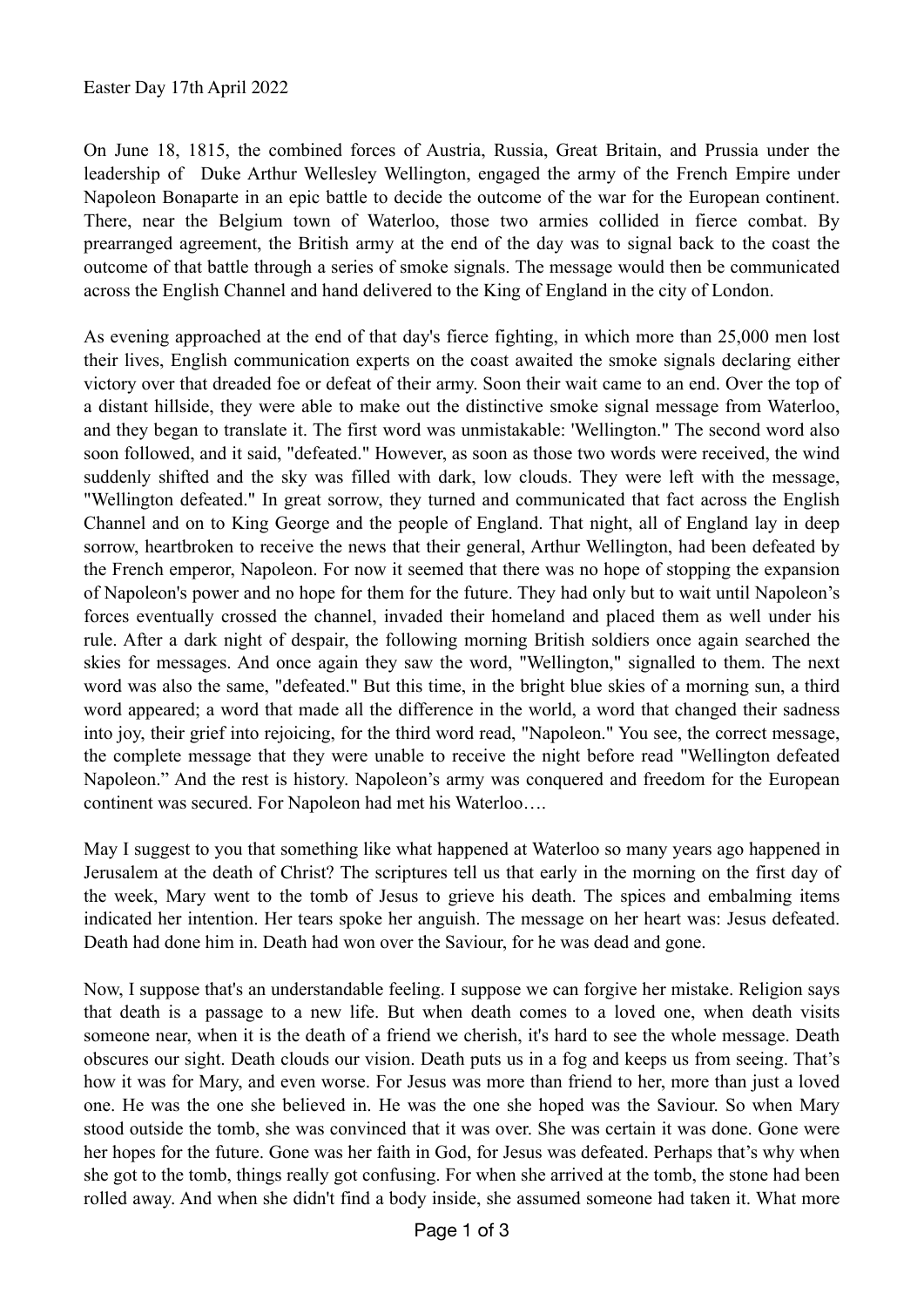Easter Day 17th April 2022

On June 18, 1815, the combined forces of Austria, Russia, Great Britain, and Prussia under the leadership of Duke Arthur Wellesley Wellington, engaged the army of the French Empire under Napoleon Bonaparte in an epic battle to decide the outcome of the war for the European continent. There, near the Belgium town of Waterloo, those two armies collided in fierce combat. By prearranged agreement, the British army at the end of the day was to signal back to the coast the outcome of that battle through a series of smoke signals. The message would then be communicated across the English Channel and hand delivered to the King of England in the city of London.

As evening approached at the end of that day's fierce fighting, in which more than 25,000 men lost their lives, English communication experts on the coast awaited the smoke signals declaring either victory over that dreaded foe or defeat of their army. Soon their wait came to an end. Over the top of a distant hillside, they were able to make out the distinctive smoke signal message from Waterloo, and they began to translate it. The first word was unmistakable: 'Wellington." The second word also soon followed, and it said, "defeated." However, as soon as those two words were received, the wind suddenly shifted and the sky was filled with dark, low clouds. They were left with the message, "Wellington defeated." In great sorrow, they turned and communicated that fact across the English Channel and on to King George and the people of England. That night, all of England lay in deep sorrow, heartbroken to receive the news that their general, Arthur Wellington, had been defeated by the French emperor, Napoleon. For now it seemed that there was no hope of stopping the expansion of Napoleon's power and no hope for them for the future. They had only but to wait until Napoleon's forces eventually crossed the channel, invaded their homeland and placed them as well under his rule. After a dark night of despair, the following morning British soldiers once again searched the skies for messages. And once again they saw the word, "Wellington," signalled to them. The next word was also the same, "defeated." But this time, in the bright blue skies of a morning sun, a third word appeared; a word that made all the difference in the world, a word that changed their sadness into joy, their grief into rejoicing, for the third word read, "Napoleon." You see, the correct message, the complete message that they were unable to receive the night before read "Wellington defeated Napoleon." And the rest is history. Napoleon's army was conquered and freedom for the European continent was secured. For Napoleon had met his Waterloo….

May I suggest to you that something like what happened at Waterloo so many years ago happened in Jerusalem at the death of Christ? The scriptures tell us that early in the morning on the first day of the week, Mary went to the tomb of Jesus to grieve his death. The spices and embalming items indicated her intention. Her tears spoke her anguish. The message on her heart was: Jesus defeated. Death had done him in. Death had won over the Saviour, for he was dead and gone.

Now, I suppose that's an understandable feeling. I suppose we can forgive her mistake. Religion says that death is a passage to a new life. But when death comes to a loved one, when death visits someone near, when it is the death of a friend we cherish, it's hard to see the whole message. Death obscures our sight. Death clouds our vision. Death puts us in a fog and keeps us from seeing. That's how it was for Mary, and even worse. For Jesus was more than friend to her, more than just a loved one. He was the one she believed in. He was the one she hoped was the Saviour. So when Mary stood outside the tomb, she was convinced that it was over. She was certain it was done. Gone were her hopes for the future. Gone was her faith in God, for Jesus was defeated. Perhaps that's why when she got to the tomb, things really got confusing. For when she arrived at the tomb, the stone had been rolled away. And when she didn't find a body inside, she assumed someone had taken it. What more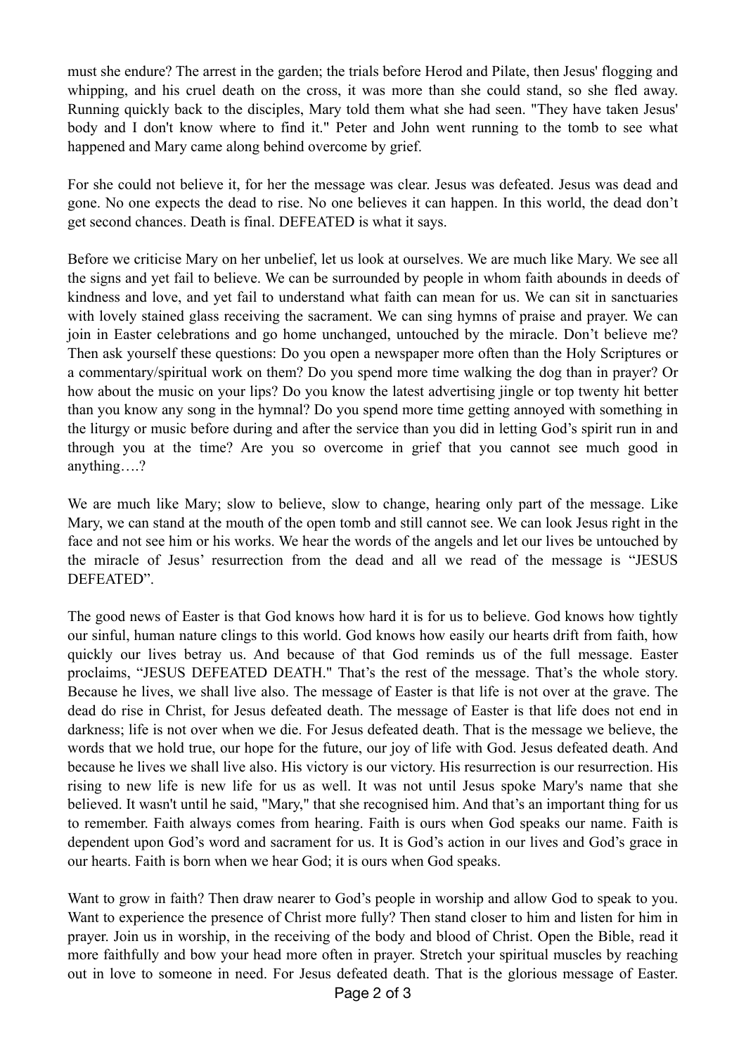must she endure? The arrest in the garden; the trials before Herod and Pilate, then Jesus' flogging and whipping, and his cruel death on the cross, it was more than she could stand, so she fled away. Running quickly back to the disciples, Mary told them what she had seen. "They have taken Jesus' body and I don't know where to find it." Peter and John went running to the tomb to see what happened and Mary came along behind overcome by grief.

For she could not believe it, for her the message was clear. Jesus was defeated. Jesus was dead and gone. No one expects the dead to rise. No one believes it can happen. In this world, the dead don't get second chances. Death is final. DEFEATED is what it says.

Before we criticise Mary on her unbelief, let us look at ourselves. We are much like Mary. We see all the signs and yet fail to believe. We can be surrounded by people in whom faith abounds in deeds of kindness and love, and yet fail to understand what faith can mean for us. We can sit in sanctuaries with lovely stained glass receiving the sacrament. We can sing hymns of praise and prayer. We can join in Easter celebrations and go home unchanged, untouched by the miracle. Don't believe me? Then ask yourself these questions: Do you open a newspaper more often than the Holy Scriptures or a commentary/spiritual work on them? Do you spend more time walking the dog than in prayer? Or how about the music on your lips? Do you know the latest advertising jingle or top twenty hit better than you know any song in the hymnal? Do you spend more time getting annoyed with something in the liturgy or music before during and after the service than you did in letting God's spirit run in and through you at the time? Are you so overcome in grief that you cannot see much good in anything….?

We are much like Mary; slow to believe, slow to change, hearing only part of the message. Like Mary, we can stand at the mouth of the open tomb and still cannot see. We can look Jesus right in the face and not see him or his works. We hear the words of the angels and let our lives be untouched by the miracle of Jesus' resurrection from the dead and all we read of the message is "JESUS DEFEATED".

The good news of Easter is that God knows how hard it is for us to believe. God knows how tightly our sinful, human nature clings to this world. God knows how easily our hearts drift from faith, how quickly our lives betray us. And because of that God reminds us of the full message. Easter proclaims, "JESUS DEFEATED DEATH." That's the rest of the message. That's the whole story. Because he lives, we shall live also. The message of Easter is that life is not over at the grave. The dead do rise in Christ, for Jesus defeated death. The message of Easter is that life does not end in darkness; life is not over when we die. For Jesus defeated death. That is the message we believe, the words that we hold true, our hope for the future, our joy of life with God. Jesus defeated death. And because he lives we shall live also. His victory is our victory. His resurrection is our resurrection. His rising to new life is new life for us as well. It was not until Jesus spoke Mary's name that she believed. It wasn't until he said, "Mary," that she recognised him. And that's an important thing for us to remember. Faith always comes from hearing. Faith is ours when God speaks our name. Faith is dependent upon God's word and sacrament for us. It is God's action in our lives and God's grace in our hearts. Faith is born when we hear God; it is ours when God speaks.

Want to grow in faith? Then draw nearer to God's people in worship and allow God to speak to you. Want to experience the presence of Christ more fully? Then stand closer to him and listen for him in prayer. Join us in worship, in the receiving of the body and blood of Christ. Open the Bible, read it more faithfully and bow your head more often in prayer. Stretch your spiritual muscles by reaching out in love to someone in need. For Jesus defeated death. That is the glorious message of Easter.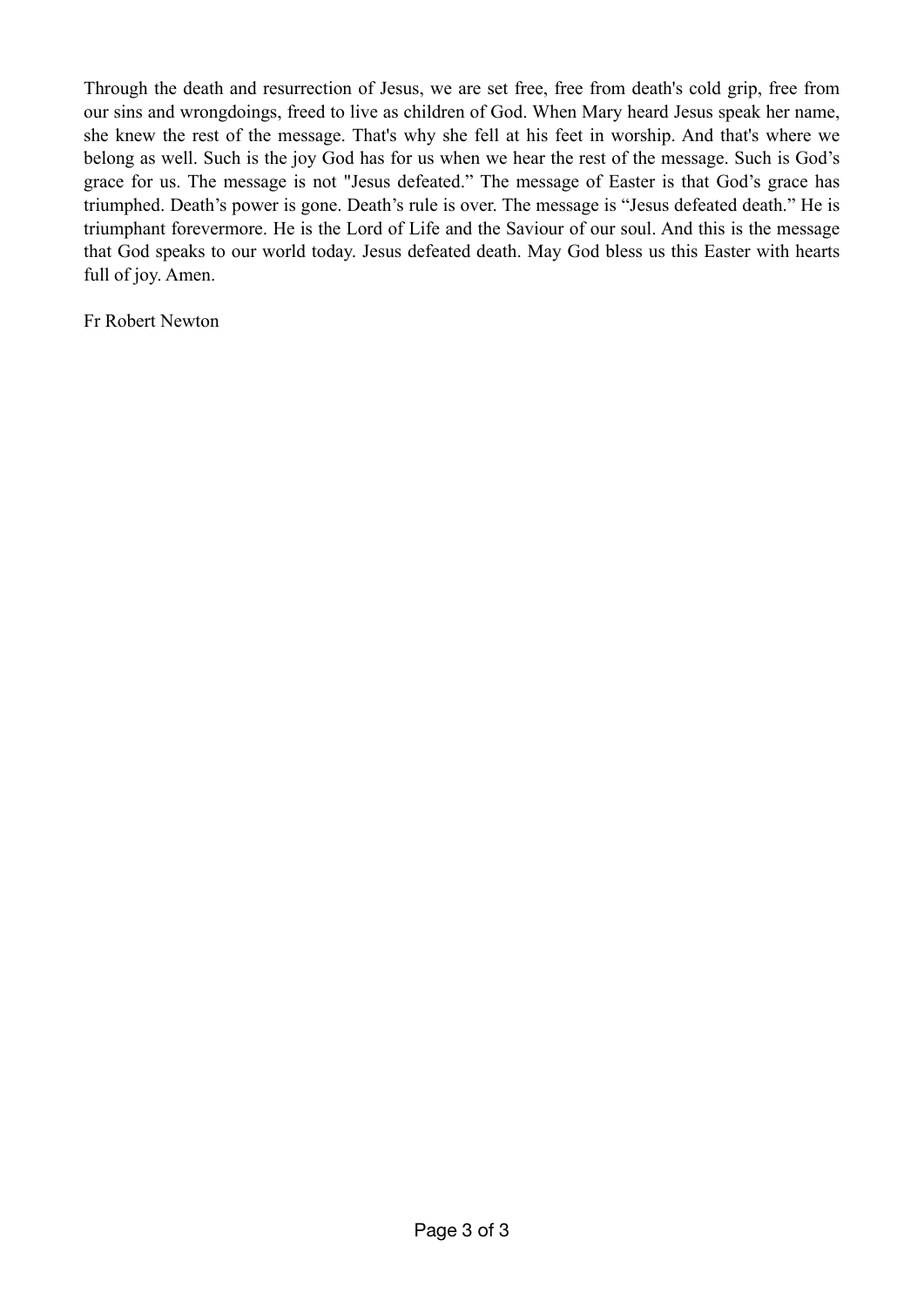Through the death and resurrection of Jesus, we are set free, free from death's cold grip, free from our sins and wrongdoings, freed to live as children of God. When Mary heard Jesus speak her name, she knew the rest of the message. That's why she fell at his feet in worship. And that's where we belong as well. Such is the joy God has for us when we hear the rest of the message. Such is God's grace for us. The message is not "Jesus defeated." The message of Easter is that God's grace has triumphed. Death's power is gone. Death's rule is over. The message is "Jesus defeated death." He is triumphant forevermore. He is the Lord of Life and the Saviour of our soul. And this is the message that God speaks to our world today. Jesus defeated death. May God bless us this Easter with hearts full of joy. Amen.

Fr Robert Newton